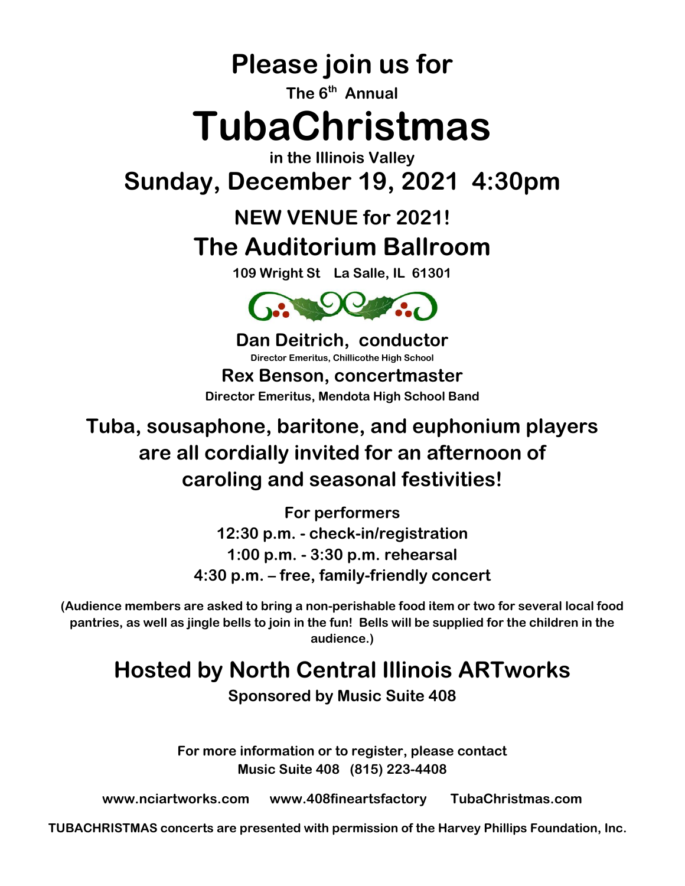# Please join us for

**The 6th Annual**

# TubaChristmas

**in the Illinois Valley**

## Sunday, December 19, 2021 4:30pm

## NEW VENUE for 2021!

## The Auditorium Ballroom

**109 Wright St La Salle, IL 61301**

### Dan Deitrich, conductor

**Director Emeritus, Chillicothe High School**

### Rex Benson, concertmaster

**Director Emeritus, Mendota High School Band**

## Tuba, sousaphone, baritone, and euphonium players are all cordially invited for an afternoon of caroling and seasonal festivities!

**For performers**
**12:30 p.m. - check-in/registration**
**1:00 p.m. - 3:30 p.m. rehearsal**
**4:30 p.m. – free, family-friendly concert**

**(Audience members are asked to bring a non-perishable food item or two for several local food pantries, as well as jingle bells to join in the fun! Bells will be supplied for the children in the audience.)**

## Hosted by North Central Illinois ARTworks

**Sponsored by Music Suite 408**

**For more information or to register, please contact**
**Music Suite 408 (815) 223-4408**

**www.nciartworks.com www.408fineartsfactory TubaChristmas.com**

**TUBACHRISTMAS concerts are presented with permission of the Harvey Phillips Foundation, Inc.**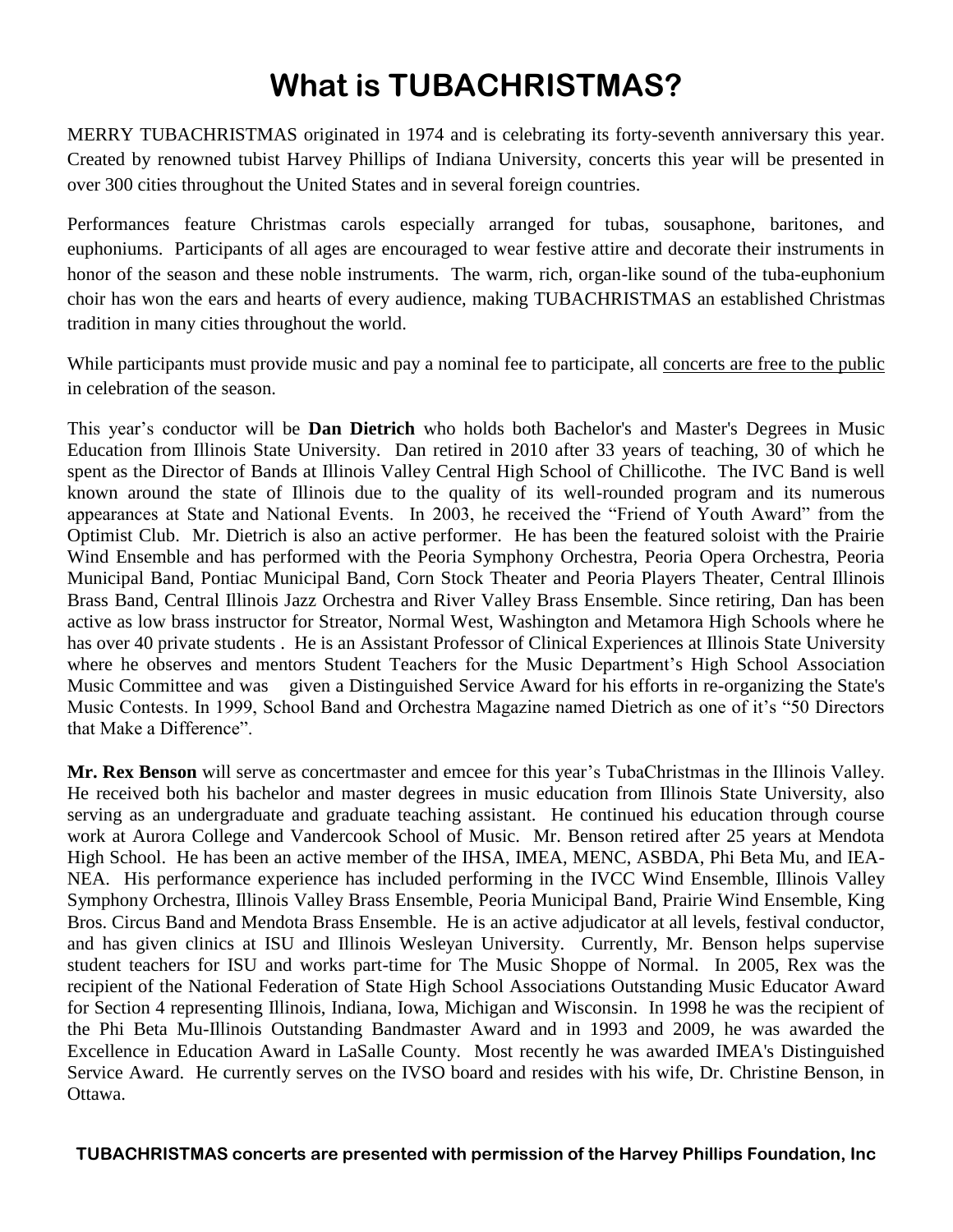# What is TUBACHRISTMAS?

MERRY TUBACHRISTMAS originated in 1974 and is celebrating its forty-seventh anniversary this year. Created by renowned tubist Harvey Phillips of Indiana University, concerts this year will be presented in over 300 cities throughout the United States and in several foreign countries.

Performances feature Christmas carols especially arranged for tubas, sousaphone, baritones, and euphoniums. Participants of all ages are encouraged to wear festive attire and decorate their instruments in honor of the season and these noble instruments. The warm, rich, organ-like sound of the tuba-euphonium choir has won the ears and hearts of every audience, making TUBACHRISTMAS an established Christmas tradition in many cities throughout the world.

While participants must provide music and pay a nominal fee to participate, all concerts are free to the public in celebration of the season.

This year's conductor will be **Dan Dietrich** who holds both Bachelor's and Master's Degrees in Music Education from Illinois State University. Dan retired in 2010 after 33 years of teaching, 30 of which he spent as the Director of Bands at Illinois Valley Central High School of Chillicothe. The IVC Band is well known around the state of Illinois due to the quality of its well-rounded program and its numerous appearances at State and National Events. In 2003, he received the "Friend of Youth Award" from the Optimist Club. Mr. Dietrich is also an active performer. He has been the featured soloist with the Prairie Wind Ensemble and has performed with the Peoria Symphony Orchestra, Peoria Opera Orchestra, Peoria Municipal Band, Pontiac Municipal Band, Corn Stock Theater and Peoria Players Theater, Central Illinois Brass Band, Central Illinois Jazz Orchestra and River Valley Brass Ensemble. Since retiring, Dan has been active as low brass instructor for Streator, Normal West, Washington and Metamora High Schools where he has over 40 private students . He is an Assistant Professor of Clinical Experiences at Illinois State University where he observes and mentors Student Teachers for the Music Department's High School Association Music Committee and was given a Distinguished Service Award for his efforts in re-organizing the State's Music Contests. In 1999, School Band and Orchestra Magazine named Dietrich as one of it's "50 Directors that Make a Difference".

**Mr. Rex Benson** will serve as concertmaster and emcee for this year's TubaChristmas in the Illinois Valley. He received both his bachelor and master degrees in music education from Illinois State University, also serving as an undergraduate and graduate teaching assistant. He continued his education through course work at Aurora College and Vandercook School of Music. Mr. Benson retired after 25 years at Mendota High School. He has been an active member of the IHSA, IMEA, MENC, ASBDA, Phi Beta Mu, and IEA-NEA. His performance experience has included performing in the IVCC Wind Ensemble, Illinois Valley Symphony Orchestra, Illinois Valley Brass Ensemble, Peoria Municipal Band, Prairie Wind Ensemble, King Bros. Circus Band and Mendota Brass Ensemble. He is an active adjudicator at all levels, festival conductor, and has given clinics at ISU and Illinois Wesleyan University. Currently, Mr. Benson helps supervise student teachers for ISU and works part-time for The Music Shoppe of Normal. In 2005, Rex was the recipient of the National Federation of State High School Associations Outstanding Music Educator Award for Section 4 representing Illinois, Indiana, Iowa, Michigan and Wisconsin. In 1998 he was the recipient of the Phi Beta Mu-Illinois Outstanding Bandmaster Award and in 1993 and 2009, he was awarded the Excellence in Education Award in LaSalle County. Most recently he was awarded IMEA's Distinguished Service Award. He currently serves on the IVSO board and resides with his wife, Dr. Christine Benson, in Ottawa.

**TUBACHRISTMAS concerts are presented with permission of the Harvey Phillips Foundation, Inc**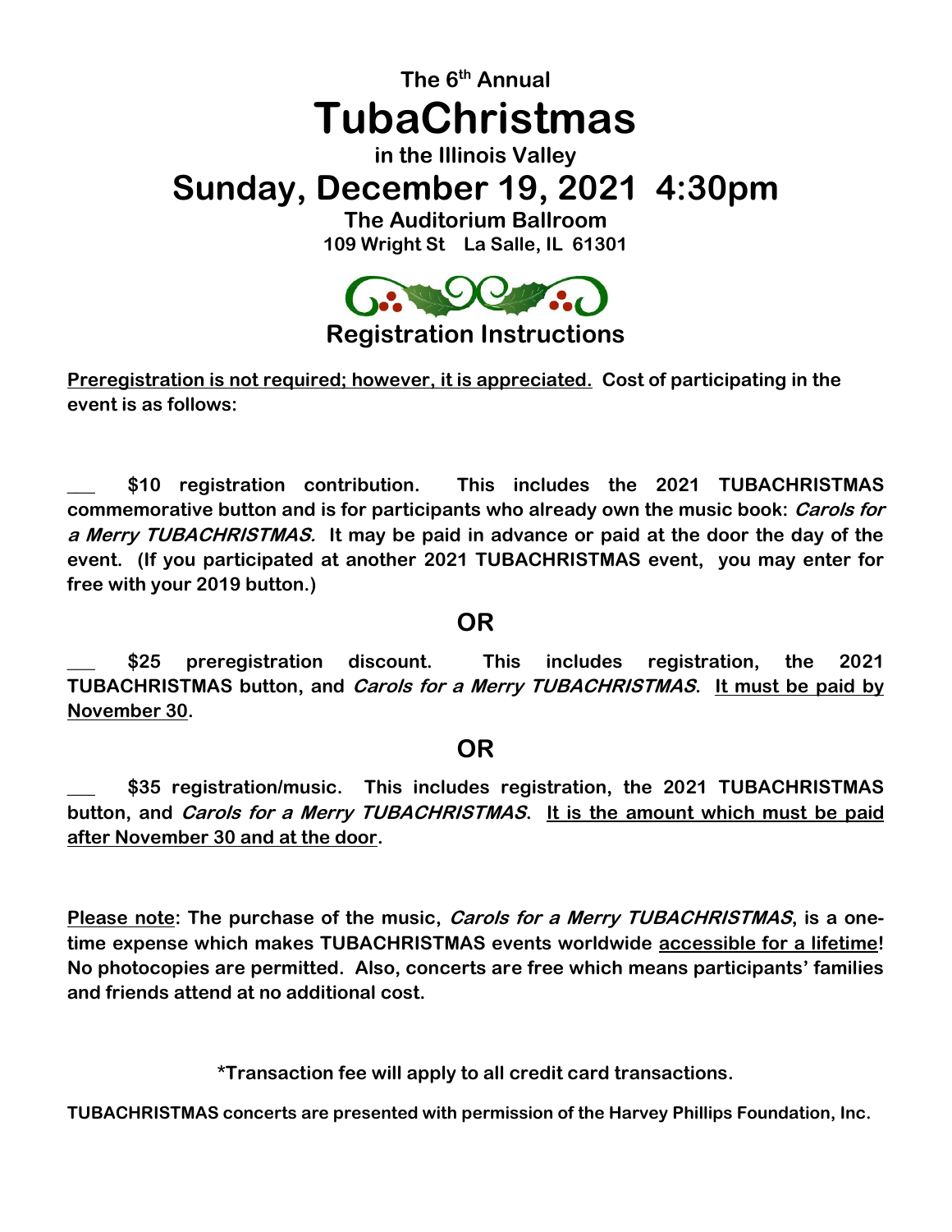**The 6th Annual**

# TubaChristmas

**in the Illinois Valley**

## Sunday, December 19, 2021 4:30pm

**The Auditorium Ballroom**
**109 Wright St La Salle, IL 61301**

### Registration Instructions

**Preregistration is not required; however, it is appreciated. Cost of participating in the event is as follows:**

___ **$10 registration contribution. This includes the 2021 TUBACHRISTMAS commemorative button and is for participants who already own the music book: *Carols for a Merry TUBACHRISTMAS.* It may be paid in advance or paid at the door the day of the event. (If you participated at another 2021 TUBACHRISTMAS event, you may enter for free with your 2019 button.)**

**OR**

___ **$25 preregistration discount. This includes registration, the 2021 TUBACHRISTMAS button, and *Carols for a Merry TUBACHRISTMAS*. It must be paid by November 30.**

**OR**

___ **$35 registration/music. This includes registration, the 2021 TUBACHRISTMAS button, and *Carols for a Merry TUBACHRISTMAS*. It is the amount which must be paid after November 30 and at the door.**

**Please note: The purchase of the music, *Carols for a Merry TUBACHRISTMAS*, is a one-time expense which makes TUBACHRISTMAS events worldwide accessible for a lifetime! No photocopies are permitted. Also, concerts are free which means participants' families and friends attend at no additional cost.**

***Transaction fee will apply to all credit card transactions.**

**TUBACHRISTMAS concerts are presented with permission of the Harvey Phillips Foundation, Inc.**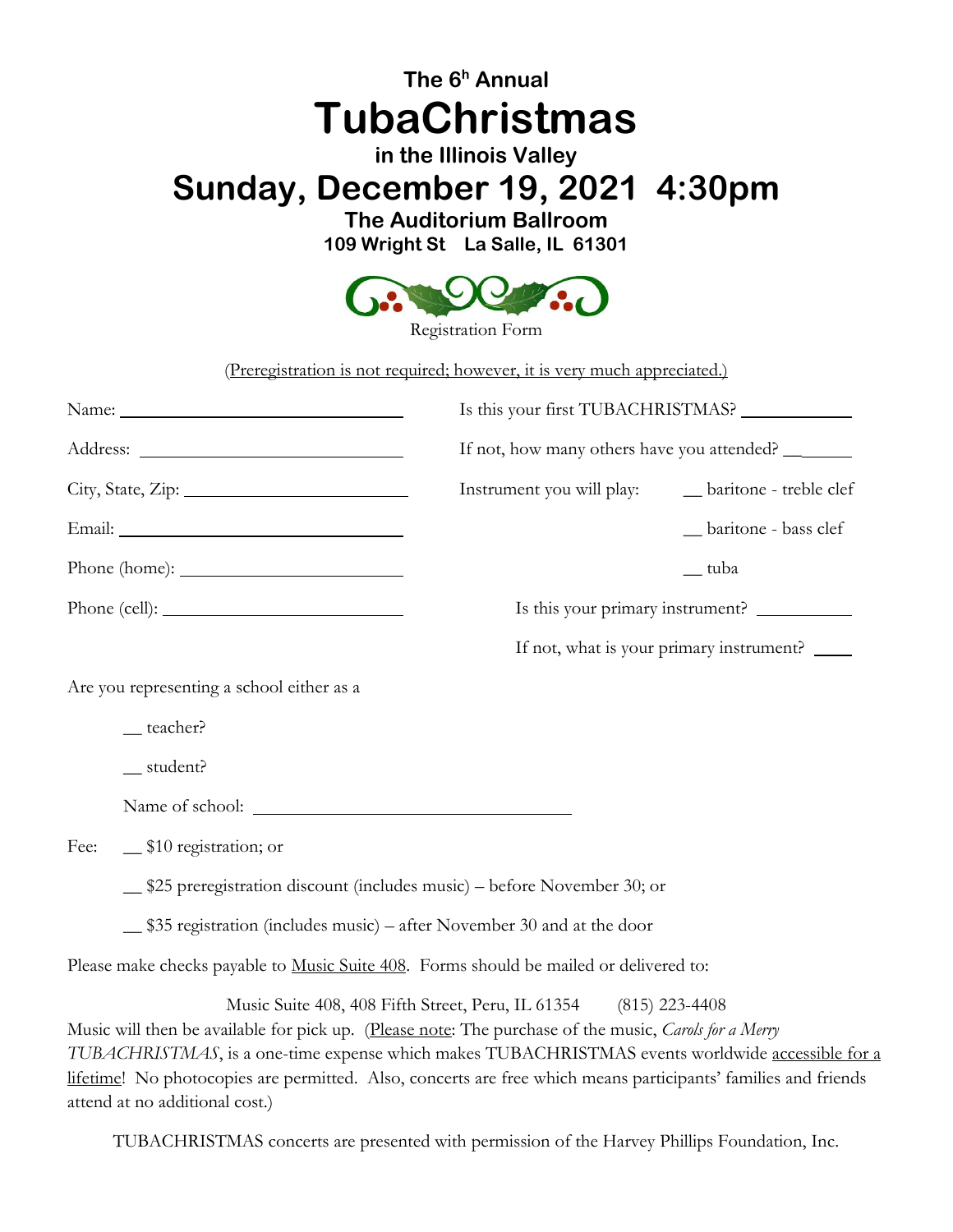# The 6h Annual

# TubaChristmas

## in the Illinois Valley

# Sunday, December 19, 2021 4:30pm

**The Auditorium Ballroom**

**109 Wright St La Salle, IL 61301**

Registration Form

(Preregistration is not required; however, it is very much appreciated.)

Name: ______________________

Address: ______________________

City, State, Zip: ______________________

Email: ______________________

Phone (home): ______________________

Phone (cell): ______________________

Is this your first TUBACHRISTMAS? __________

If not, how many others have you attended? ______

Instrument you will play:

__ baritone - treble clef

__ baritone - bass clef

__ tuba

Is this your primary instrument? __________

If not, what is your primary instrument? ____

Are you representing a school either as a

__ teacher?

__ student?

Name of school: ______________________

Fee:

__ $10 registration; or

__ $25 preregistration discount (includes music) – before November 30; or

__ $35 registration (includes music) – after November 30 and at the door

Please make checks payable to Music Suite 408. Forms should be mailed or delivered to:

Music Suite 408, 408 Fifth Street, Peru, IL 61354 (815) 223-4408

Music will then be available for pick up. (Please note: The purchase of the music, *Carols for a Merry TUBACHRISTMAS*, is a one-time expense which makes TUBACHRISTMAS events worldwide accessible for a lifetime! No photocopies are permitted. Also, concerts are free which means participants' families and friends attend at no additional cost.)

TUBACHRISTMAS concerts are presented with permission of the Harvey Phillips Foundation, Inc.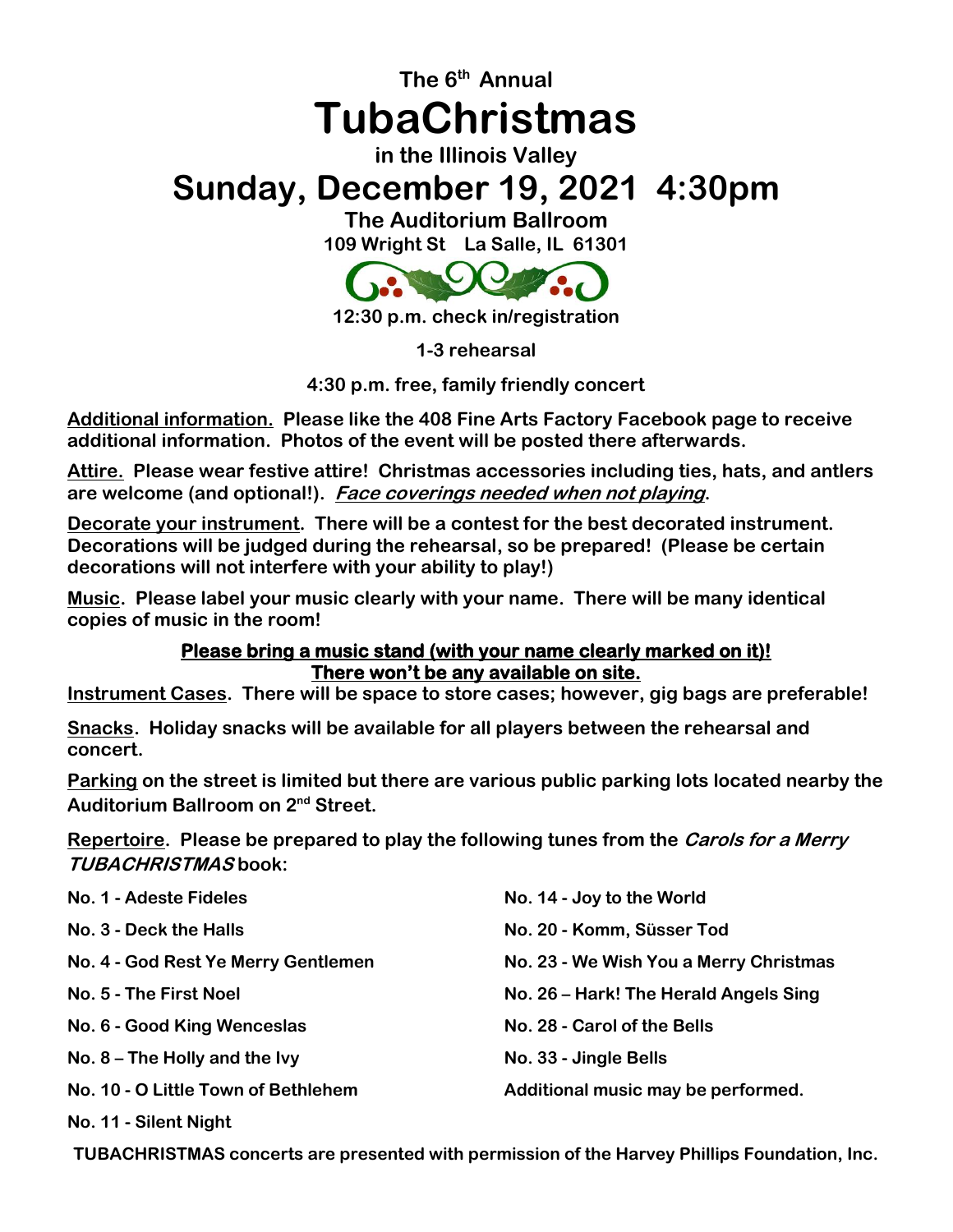The 6th Annual

# TubaChristmas

**in the Illinois Valley**

# Sunday, December 19, 2021 4:30pm

**The Auditorium Ballroom**

**109 Wright St La Salle, IL 61301**

**12:30 p.m. check in/registration**

**1-3 rehearsal**

**4:30 p.m. free, family friendly concert**

**Additional information.** Please like the 408 Fine Arts Factory Facebook page to receive additional information. Photos of the event will be posted there afterwards.

**Attire.** Please wear festive attire! Christmas accessories including ties, hats, and antlers are welcome (and optional!). ***Face coverings needed when not playing.***

**Decorate your instrument.** There will be a contest for the best decorated instrument. Decorations will be judged during the rehearsal, so be prepared! (Please be certain decorations will not interfere with your ability to play!)

**Music.** Please label your music clearly with your name. There will be many identical copies of music in the room!

**Please bring a music stand (with your name clearly marked on it)! There won't be any available on site.**

**Instrument Cases.** There will be space to store cases; however, gig bags are preferable!

**Snacks.** Holiday snacks will be available for all players between the rehearsal and concert.

**Parking** on the street is limited but there are various public parking lots located nearby the Auditorium Ballroom on 2nd Street.

**Repertoire.** Please be prepared to play the following tunes from the ***Carols for a Merry TUBACHRISTMAS*** book:

- No. 1 - Adeste Fideles
- No. 3 - Deck the Halls
- No. 4 - God Rest Ye Merry Gentlemen
- No. 5 - The First Noel
- No. 6 - Good King Wenceslas
- No. 8 – The Holly and the Ivy
- No. 10 - O Little Town of Bethlehem
- No. 11 - Silent Night
- No. 14 - Joy to the World
- No. 20 - Komm, Süsser Tod
- No. 23 - We Wish You a Merry Christmas
- No. 26 – Hark! The Herald Angels Sing
- No. 28 - Carol of the Bells
- No. 33 - Jingle Bells

Additional music may be performed.

**TUBACHRISTMAS concerts are presented with permission of the Harvey Phillips Foundation, Inc.**